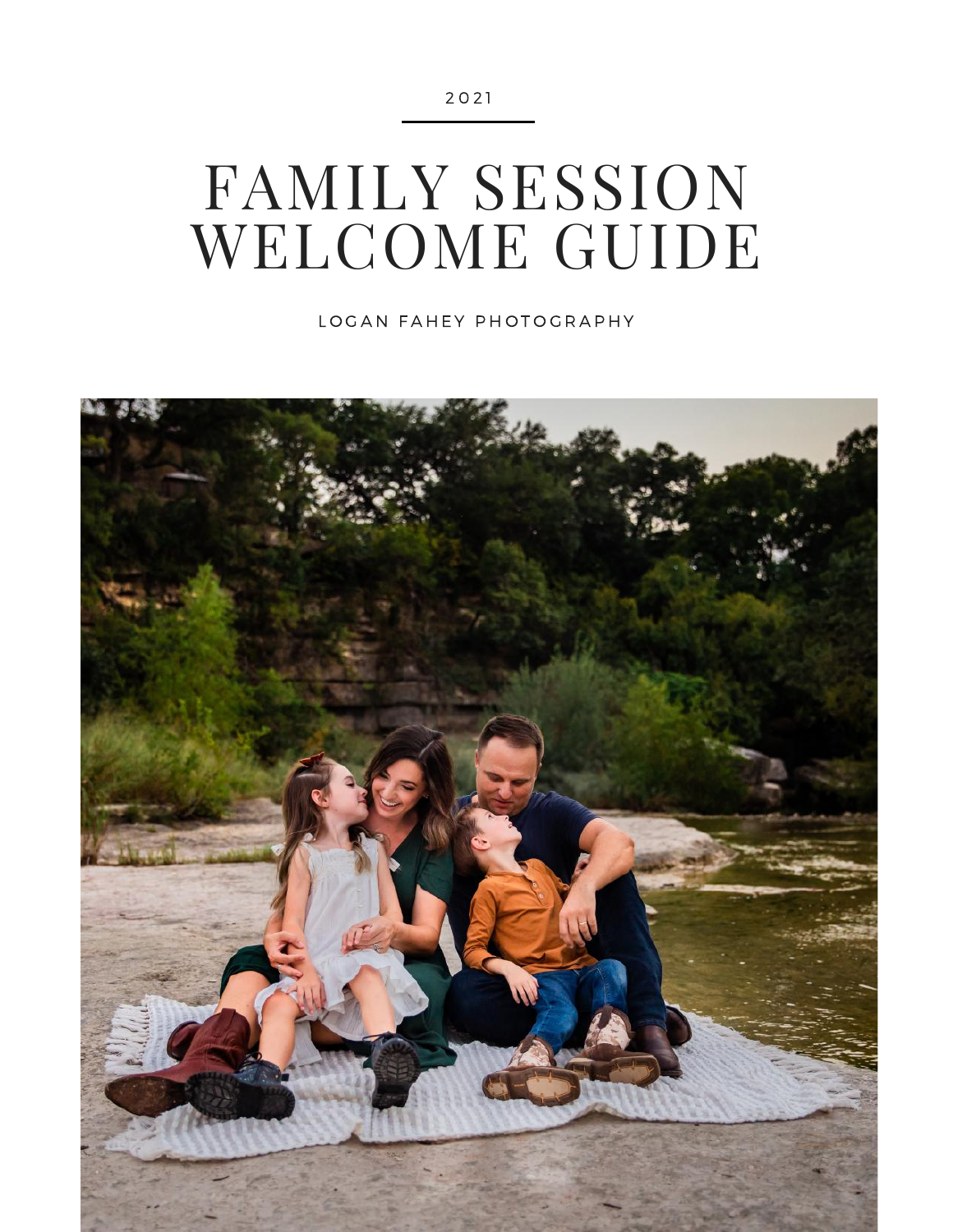2021

# FAMILY SESSION WELCOME GUIDE

LOGAN FAHEY PHOTOGRAPHY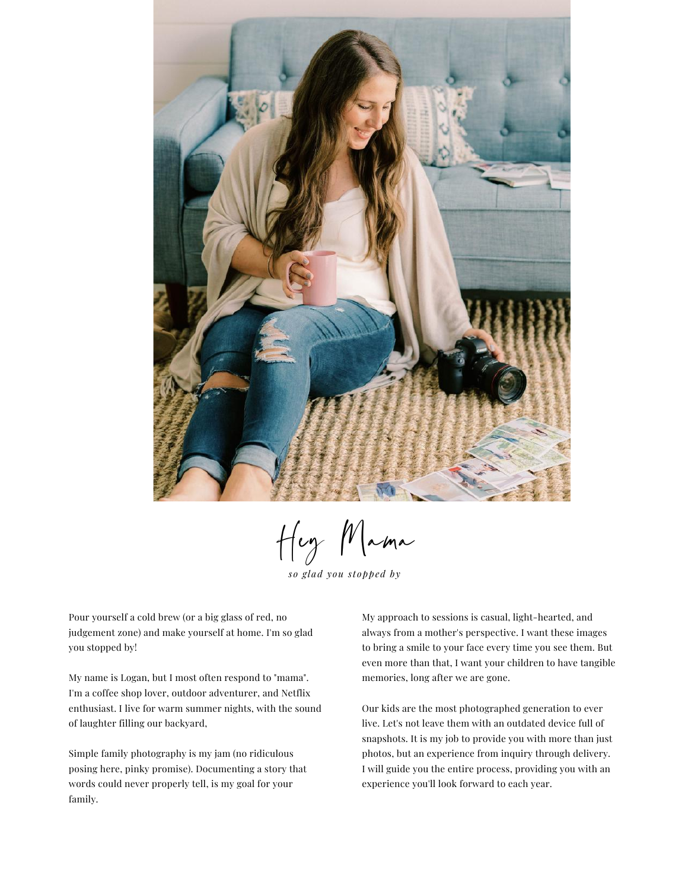# Hey Mama

*so glad you stopped by*

Pour yourself a cold brew (or a big glass of red, no judgement zone) and make yourself at home. I'm so glad you stopped by!

My name is Logan, but I most often respond to "mama". I'm a coffee shop lover, outdoor adventurer, and Netflix enthusiast. I live for warm summer nights, with the sound of laughter filling our backyard,

Simple family photography is my jam (no ridiculous posing here, pinky promise). Documenting a story that words could never properly tell, is my goal for your family.

My approach to sessions is casual, light-hearted, and always from a mother's perspective. I want these images to bring a smile to your face every time you see them. But even more than that, I want your children to have tangible memories, long after we are gone.

Our kids are the most photographed generation to ever live. Let's not leave them with an outdated device full of snapshots. It is my job to provide you with more than just photos, but an experience from inquiry through delivery. I will guide you the entire process, providing you with an experience you'll look forward to each year.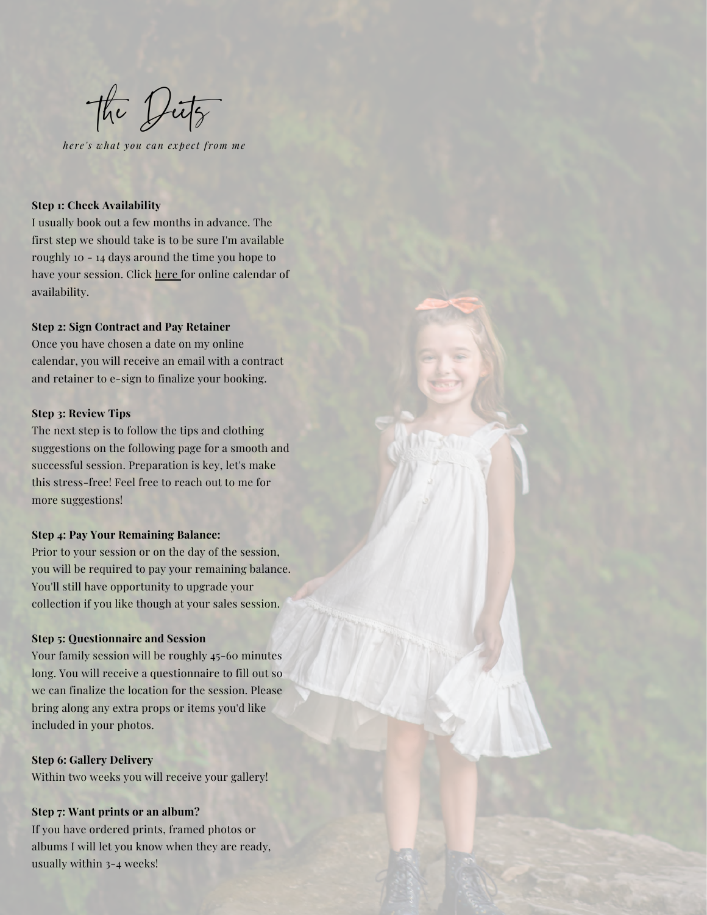# the Deets

*here's what you can expect from me*

**Step 1: Check Availability**
I usually book out a few months in advance. The first step we should take is to be sure I'm available roughly 10 - 14 days around the time you hope to have your session. Click here for online calendar of availability.

**Step 2: Sign Contract and Pay Retainer**
Once you have chosen a date on my online calendar, you will receive an email with a contract and retainer to e-sign to finalize your booking.

**Step 3: Review Tips**
The next step is to follow the tips and clothing suggestions on the following page for a smooth and successful session. Preparation is key, let's make this stress-free! Feel free to reach out to me for more suggestions!

**Step 4: Pay Your Remaining Balance:**
Prior to your session or on the day of the session, you will be required to pay your remaining balance. You'll still have opportunity to upgrade your collection if you like though at your sales session.

**Step 5: Questionnaire and Session**
Your family session will be roughly 45-60 minutes long. You will receive a questionnaire to fill out so we can finalize the location for the session. Please bring along any extra props or items you'd like included in your photos.

**Step 6: Gallery Delivery**
Within two weeks you will receive your gallery!

**Step 7: Want prints or an album?**
If you have ordered prints, framed photos or albums I will let you know when they are ready, usually within 3-4 weeks!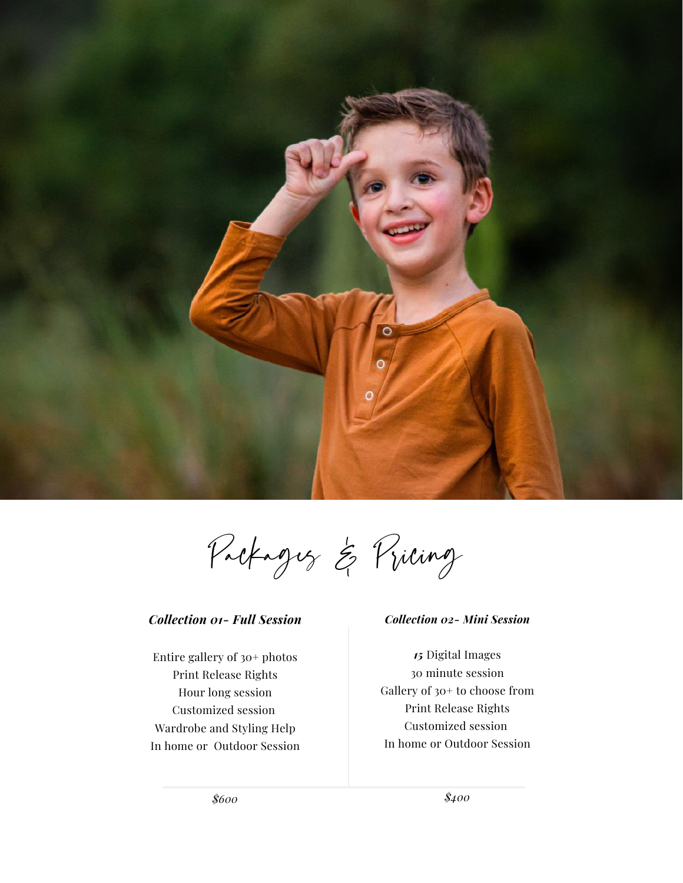# Packages & Pricing

### *Collection 01- Full Session*

Entire gallery of 30+ photos
Print Release Rights
Hour long session
Customized session
Wardrobe and Styling Help
In home or Outdoor Session

*$600*

### *Collection 02- Mini Session*

15 Digital Images
30 minute session
Gallery of 30+ to choose from
Print Release Rights
Customized session
In home or Outdoor Session

*$400*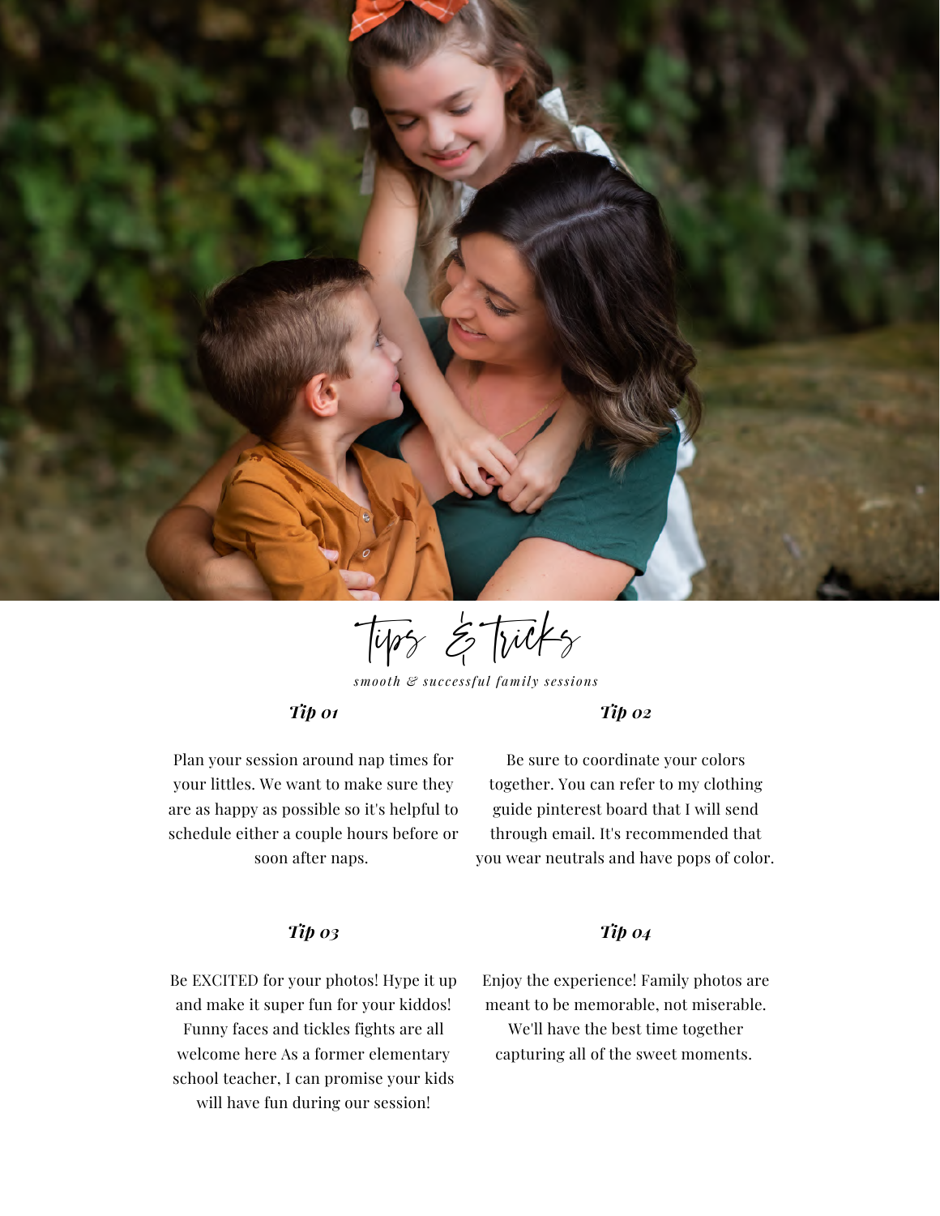# Tips & Tricks

*smooth & successful family sessions*

### *Tip 01*

Plan your session around nap times for your littles. We want to make sure they are as happy as possible so it's helpful to schedule either a couple hours before or soon after naps.

### *Tip 02*

Be sure to coordinate your colors together. You can refer to my clothing guide pinterest board that I will send through email. It's recommended that you wear neutrals and have pops of color.

### *Tip 03*

Be EXCITED for your photos! Hype it up and make it super fun for your kiddos! Funny faces and tickles fights are all welcome here As a former elementary school teacher, I can promise your kids will have fun during our session!

### *Tip 04*

Enjoy the experience! Family photos are meant to be memorable, not miserable. We'll have the best time together capturing all of the sweet moments.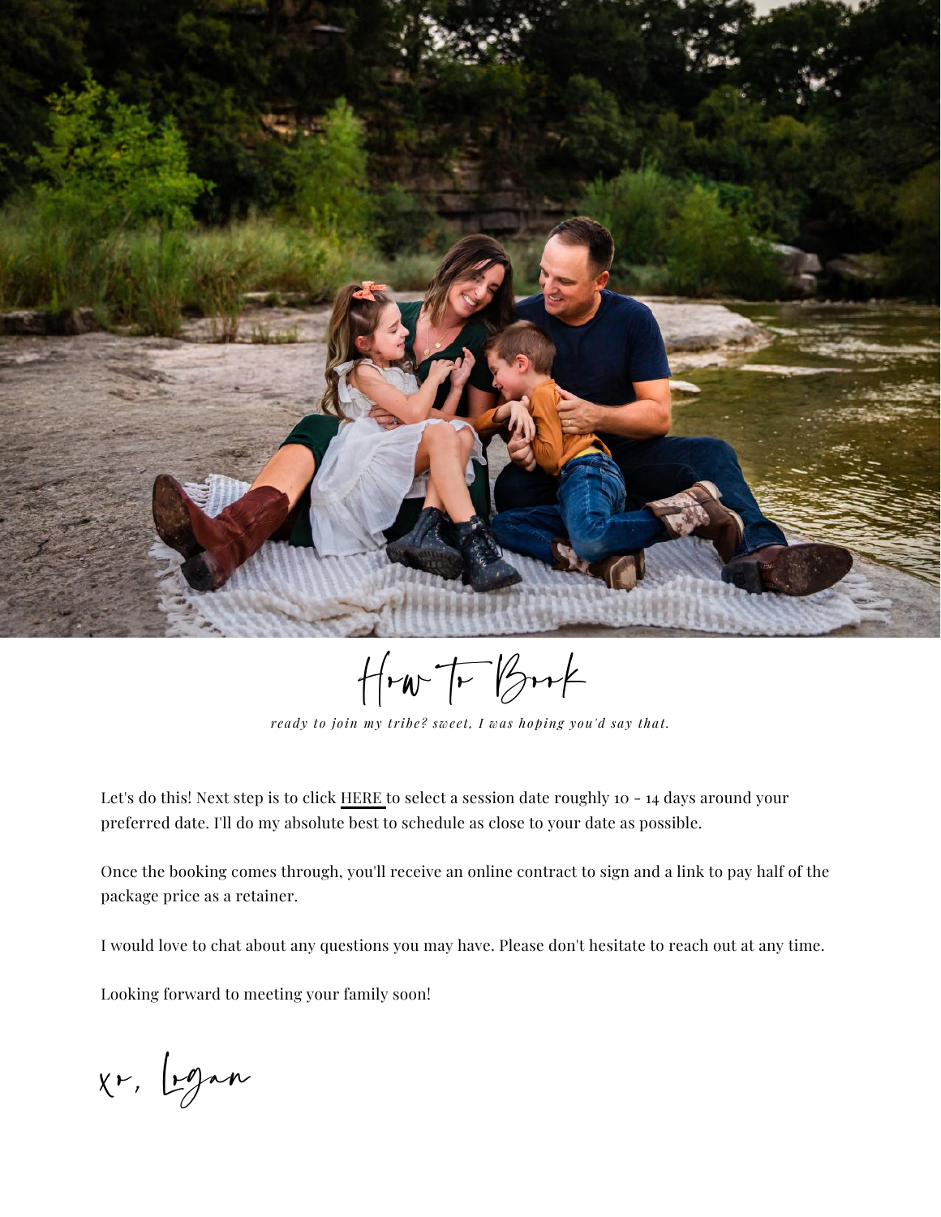# How To Book

*ready to join my tribe? sweet, I was hoping you'd say that.*

Let's do this! Next step is to click HERE to select a session date roughly 10 - 14 days around your preferred date. I'll do my absolute best to schedule as close to your date as possible.

Once the booking comes through, you'll receive an online contract to sign and a link to pay half of the package price as a retainer.

I would love to chat about any questions you may have. Please don't hesitate to reach out at any time.

Looking forward to meeting your family soon!

xo, Logan